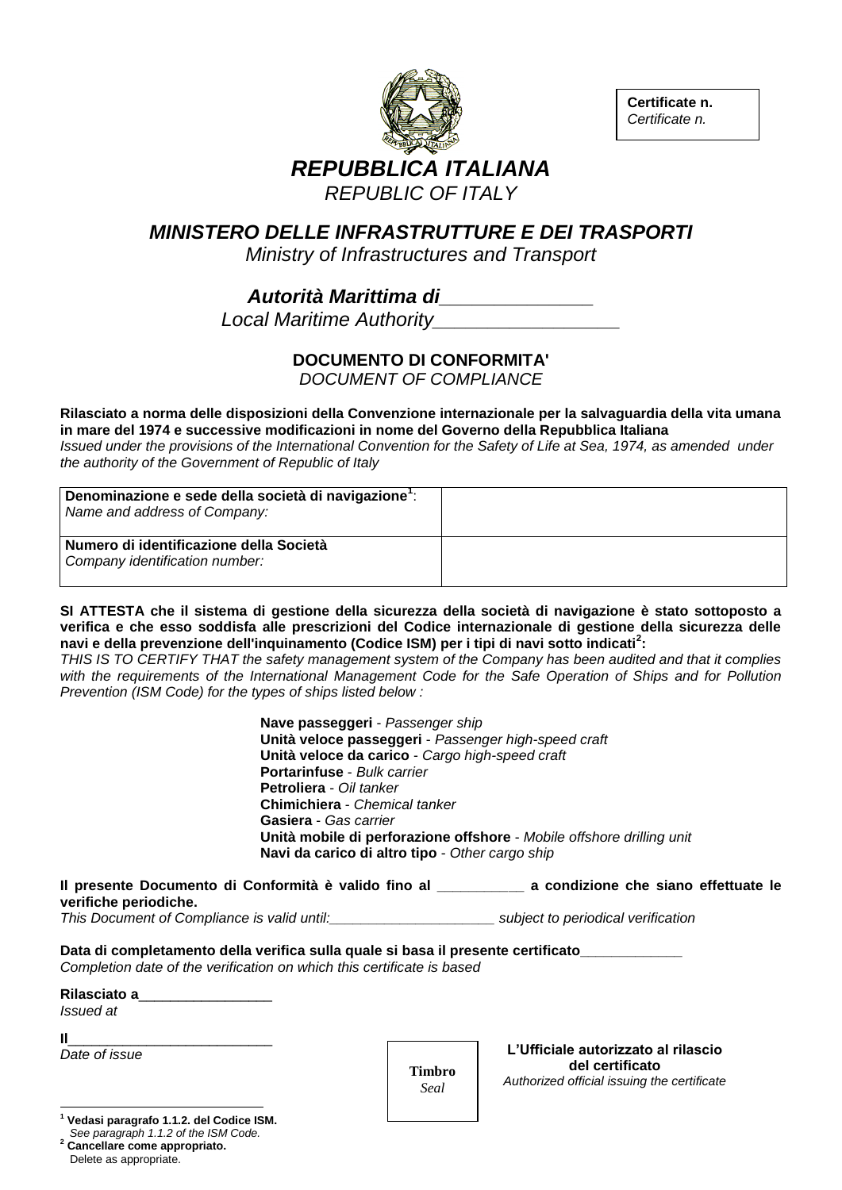**Certificate n.**
*Certificate n.*

# *REPUBBLICA ITALIANA*
*REPUBLIC OF ITALY*

## *MINISTERO DELLE INFRASTRUTTURE E DEI TRASPORTI*
*Ministry of Infrastructures and Transport*

***Autorità Marittima di______________***
*Local Maritime Authority_________________*

### DOCUMENTO DI CONFORMITA'
*DOCUMENT OF COMPLIANCE*

**Rilasciato a norma delle disposizioni della Convenzione internazionale per la salvaguardia della vita umana in mare del 1974 e successive modificazioni in nome del Governo della Repubblica Italiana**
*Issued under the provisions of the International Convention for the Safety of Life at Sea, 1974, as amended under the authority of the Government of Republic of Italy*

| **Denominazione e sede della società di navigazione**[1]: *Name and address of Company:* | |
|---|---|
| **Numero di identificazione della Società** *Company identification number:* | |

**SI ATTESTA che il sistema di gestione della sicurezza della società di navigazione è stato sottoposto a verifica e che esso soddisfa alle prescrizioni del Codice internazionale di gestione della sicurezza delle navi e della prevenzione dell'inquinamento (Codice ISM) per i tipi di navi sotto indicati**[2]**:**
*THIS IS TO CERTIFY THAT the safety management system of the Company has been audited and that it complies with the requirements of the International Management Code for the Safe Operation of Ships and for Pollution Prevention (ISM Code) for the types of ships listed below :*

**Nave passeggeri** - *Passenger ship*
**Unità veloce passeggeri** - *Passenger high-speed craft*
**Unità veloce da carico** - *Cargo high-speed craft*
**Portarinfuse** - *Bulk carrier*
**Petroliera** - *Oil tanker*
**Chimichiera** - *Chemical tanker*
**Gasiera** - *Gas carrier*
**Unità mobile di perforazione offshore** - *Mobile offshore drilling unit*
**Navi da carico di altro tipo** - *Other cargo ship*

**Il presente Documento di Conformità è valido fino al __________ a condizione che siano effettuate le verifiche periodiche.**
*This Document of Compliance is valid until:____________________ subject to periodical verification*

**Data di completamento della verifica sulla quale si basa il presente certificato____________**
*Completion date of the verification on which this certificate is based*

**Rilasciato a________________**
*Issued at*

**Il_________________________**
*Date of issue*

**Timbro**
*Seal*

**L'Ufficiale autorizzato al rilascio del certificato**
*Authorized official issuing the certificate*

---

[1] **Vedasi paragrafo 1.1.2. del Codice ISM.**
*See paragraph 1.1.2 of the ISM Code.*

[2] **Cancellare come appropriato.**
Delete as appropriate.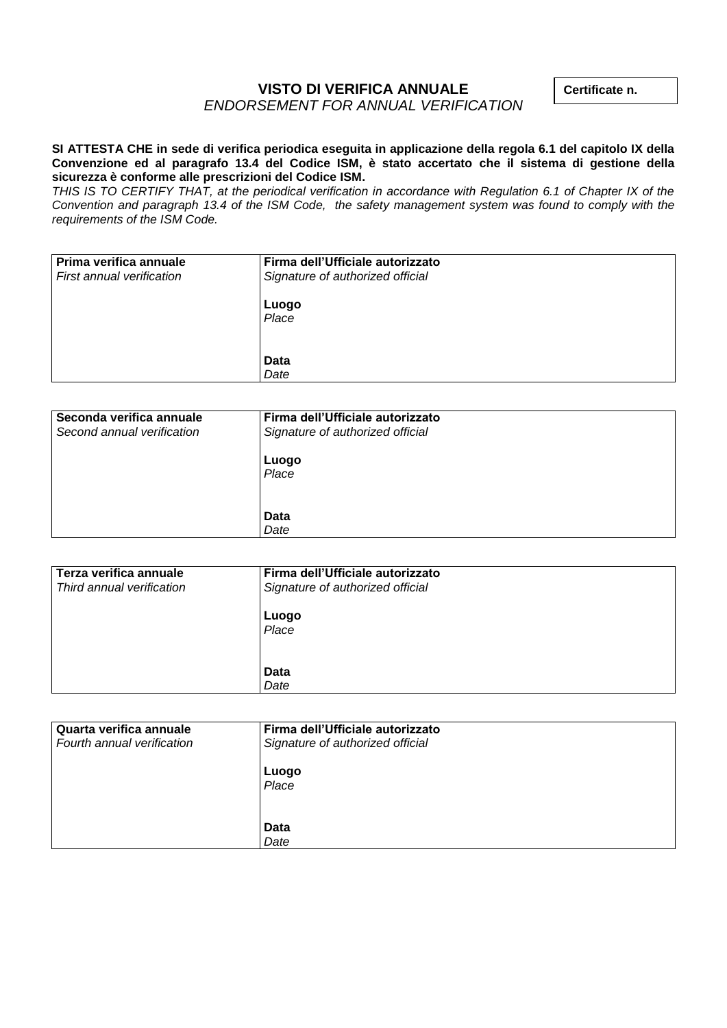**VISTO DI VERIFICA ANNUALE**
*ENDORSEMENT FOR ANNUAL VERIFICATION*

| **Certificate n.** |
|---|

**SI ATTESTA CHE in sede di verifica periodica eseguita in applicazione della regola 6.1 del capitolo IX della Convenzione ed al paragrafo 13.4 del Codice ISM, è stato accertato che il sistema di gestione della sicurezza è conforme alle prescrizioni del Codice ISM.**
*THIS IS TO CERTIFY THAT, at the periodical verification in accordance with Regulation 6.1 of Chapter IX of the Convention and paragraph 13.4 of the ISM Code, the safety management system was found to comply with the requirements of the ISM Code.*

| **Prima verifica annuale**<br>*First annual verification* | **Firma dell'Ufficiale autorizzato**<br>*Signature of authorized official*<br><br>**Luogo**<br>*Place*<br><br>**Data**<br>*Date* |
|---|---|

| **Seconda verifica annuale**<br>*Second annual verification* | **Firma dell'Ufficiale autorizzato**<br>*Signature of authorized official*<br><br>**Luogo**<br>*Place*<br><br>**Data**<br>*Date* |
|---|---|

| **Terza verifica annuale**<br>*Third annual verification* | **Firma dell'Ufficiale autorizzato**<br>*Signature of authorized official*<br><br>**Luogo**<br>*Place*<br><br>**Data**<br>*Date* |
|---|---|

| **Quarta verifica annuale**<br>*Fourth annual verification* | **Firma dell'Ufficiale autorizzato**<br>*Signature of authorized official*<br><br>**Luogo**<br>*Place*<br><br>**Data**<br>*Date* |
|---|---|